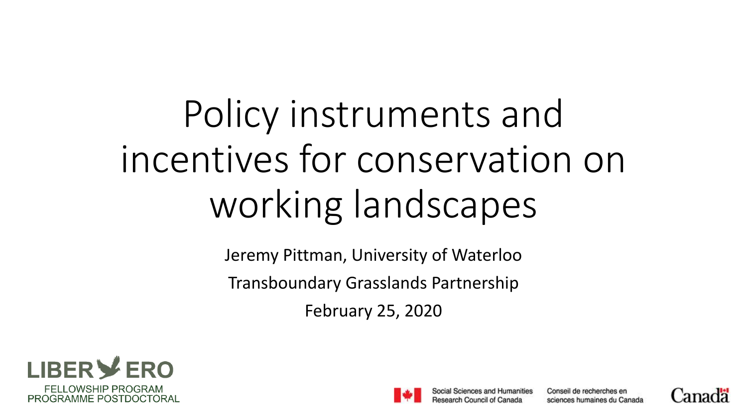# Policy instruments and incentives for conservation on working landscapes

Jeremy Pittman, University of Waterloo

Transboundary Grasslands Partnership

February 25, 2020

LIBER ERO
FELLOWSHIP PROGRAM
PROGRAMME POSTDOCTORAL

Social Sciences and Humanities Research Council of Canada

Conseil de recherches en sciences humaines du Canada

Canada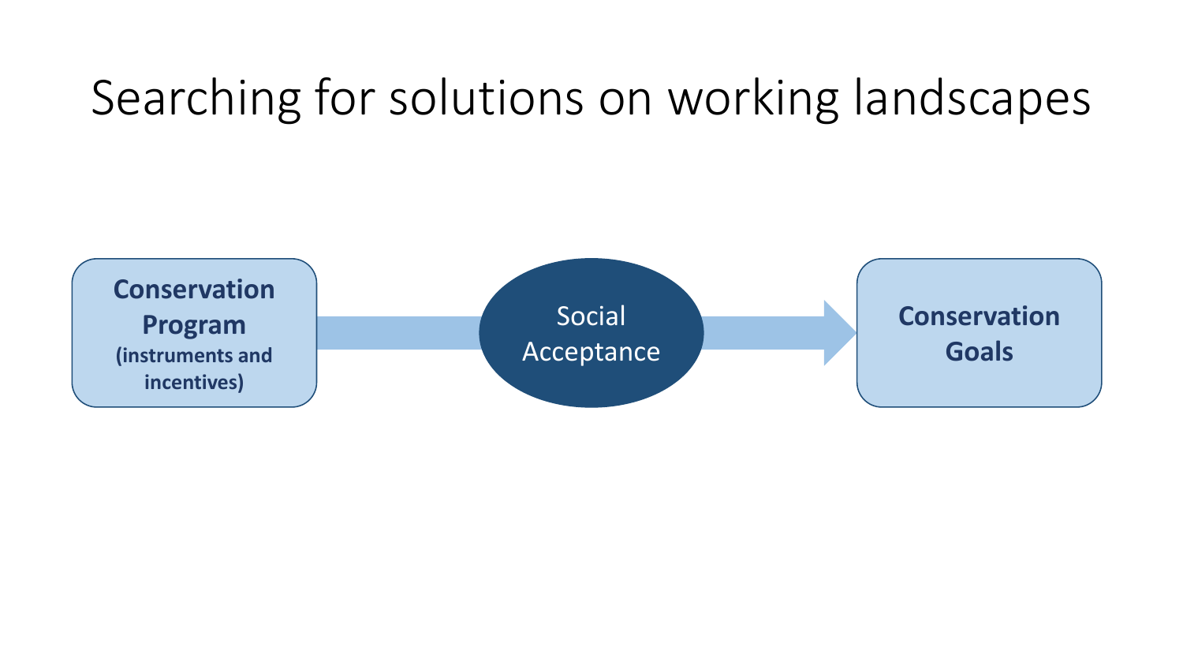# Searching for solutions on working landscapes

**Conservation Program**
**(instruments and incentives)**

Social Acceptance

**Conservation Goals**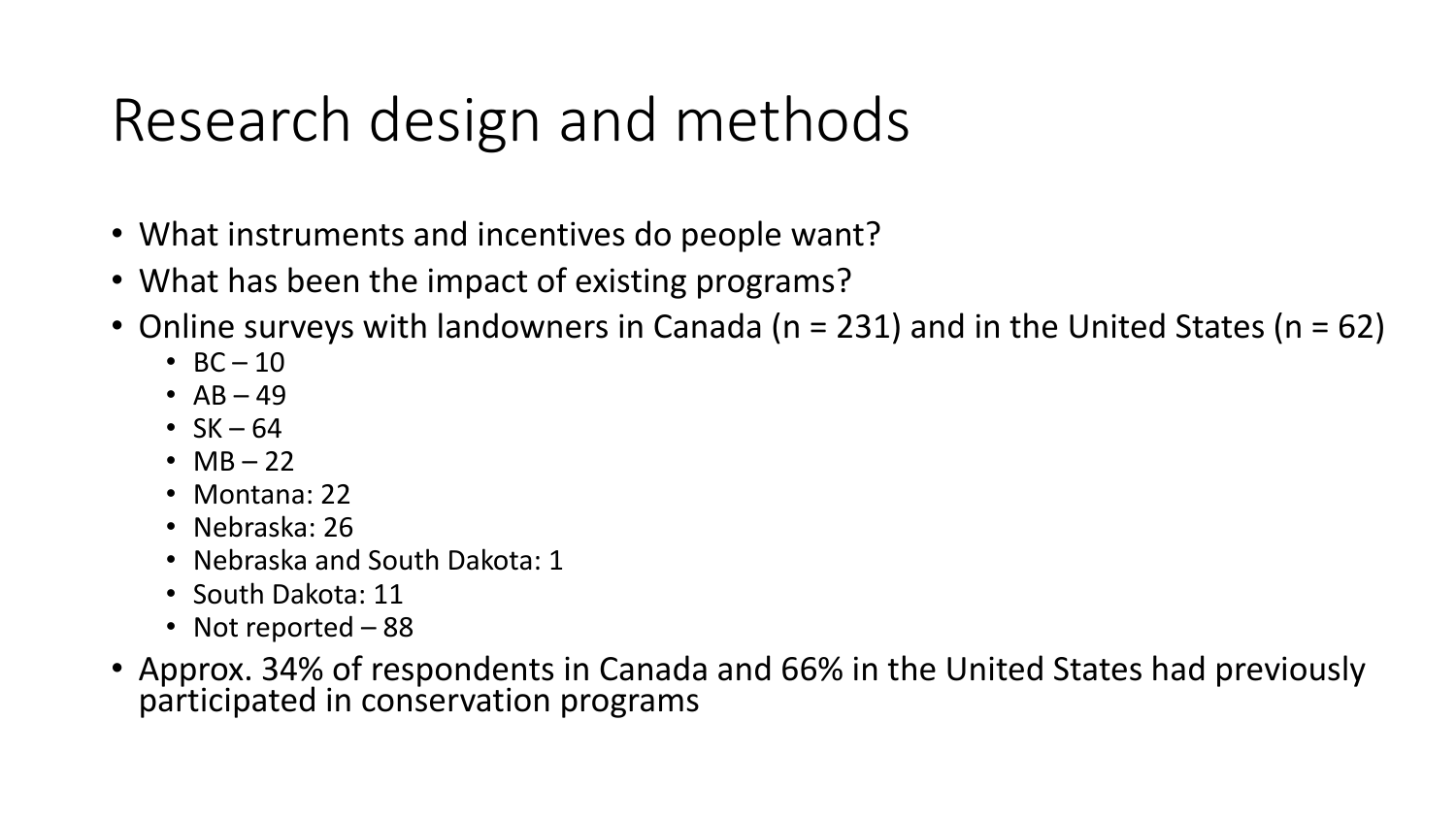# Research design and methods

- What instruments and incentives do people want?
- What has been the impact of existing programs?
- Online surveys with landowners in Canada (n = 231) and in the United States (n = 62)
  - BC – 10
  - AB – 49
  - SK – 64
  - MB – 22
  - Montana: 22
  - Nebraska: 26
  - Nebraska and South Dakota: 1
  - South Dakota: 11
  - Not reported – 88
- Approx. 34% of respondents in Canada and 66% in the United States had previously participated in conservation programs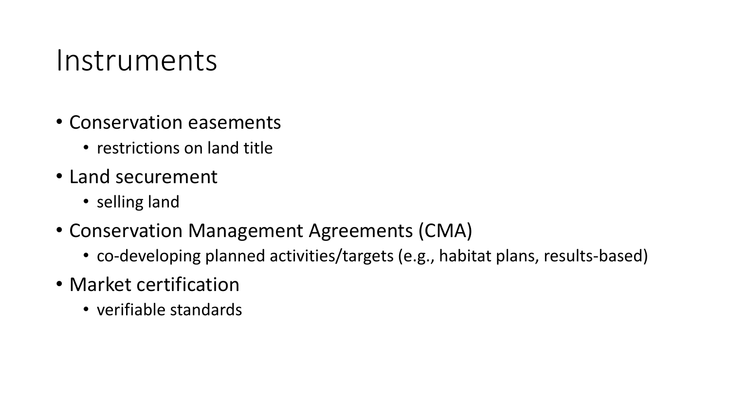# Instruments

- Conservation easements
  - restrictions on land title
- Land securement
  - selling land
- Conservation Management Agreements (CMA)
  - co-developing planned activities/targets (e.g., habitat plans, results-based)
- Market certification
  - verifiable standards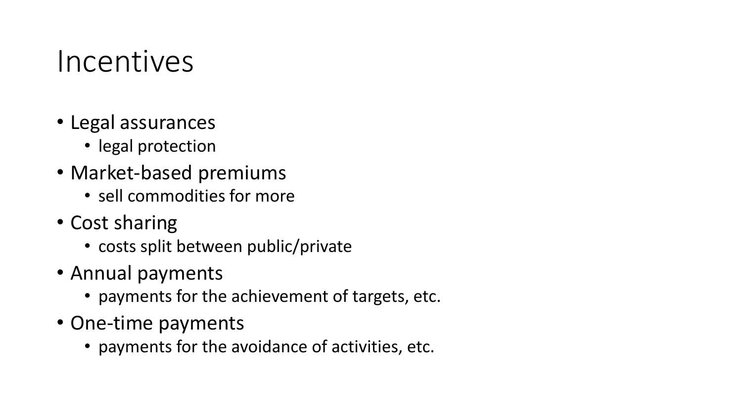# Incentives

- Legal assurances
  - legal protection
- Market-based premiums
  - sell commodities for more
- Cost sharing
  - costs split between public/private
- Annual payments
  - payments for the achievement of targets, etc.
- One-time payments
  - payments for the avoidance of activities, etc.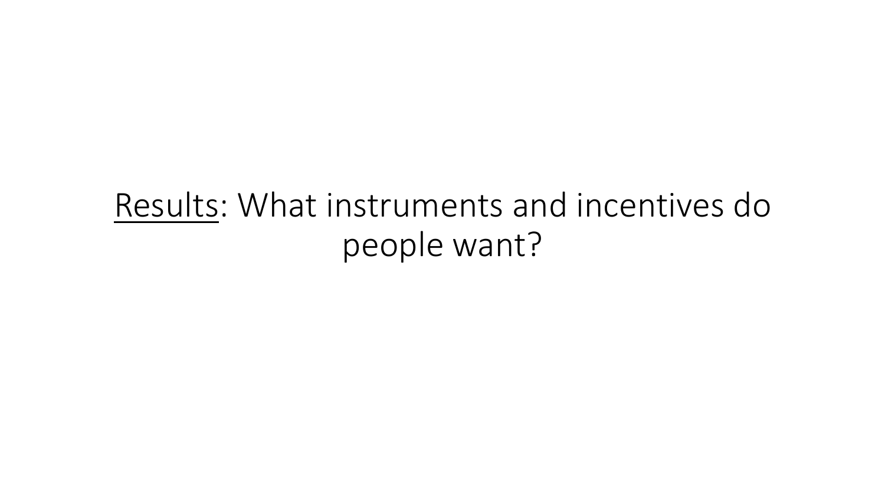# <u>Results</u>: What instruments and incentives do people want?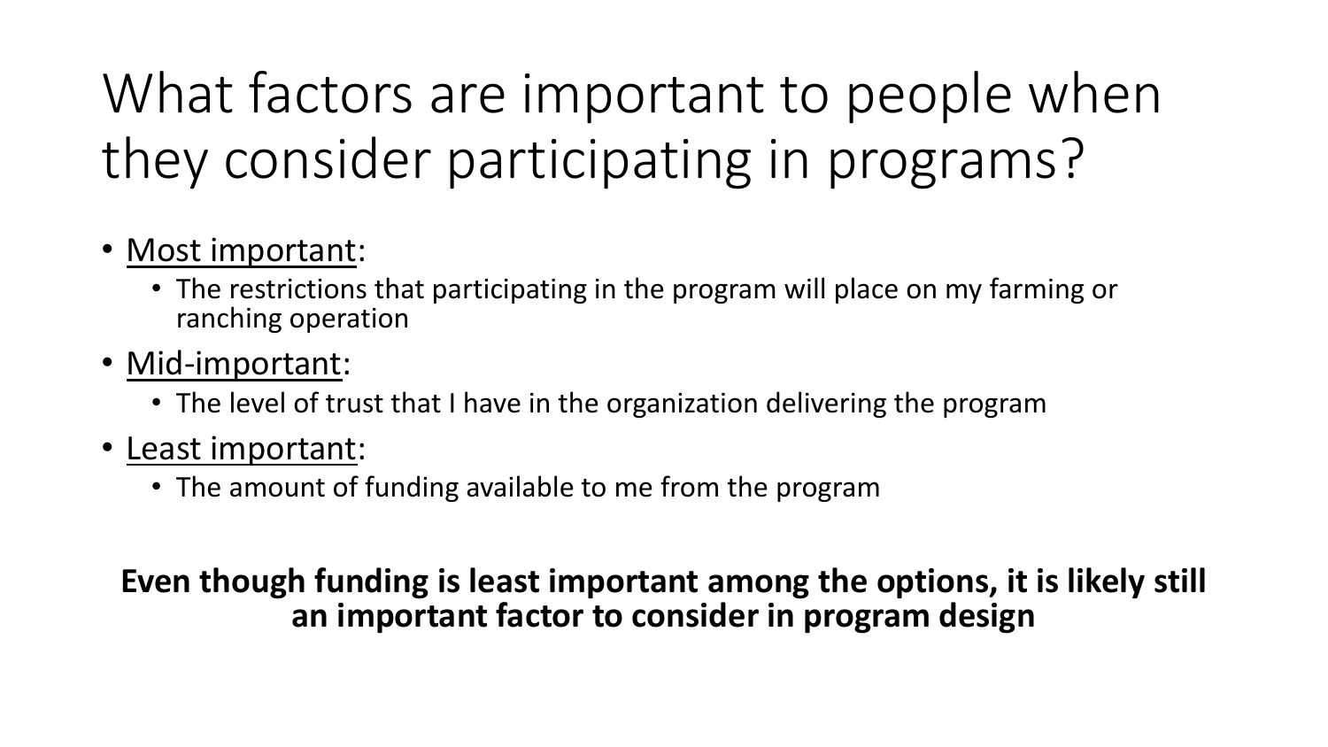# What factors are important to people when they consider participating in programs?

- <u>Most important</u>:
  - The restrictions that participating in the program will place on my farming or ranching operation
- <u>Mid-important</u>:
  - The level of trust that I have in the organization delivering the program
- <u>Least important</u>:
  - The amount of funding available to me from the program

**Even though funding is least important among the options, it is likely still an important factor to consider in program design**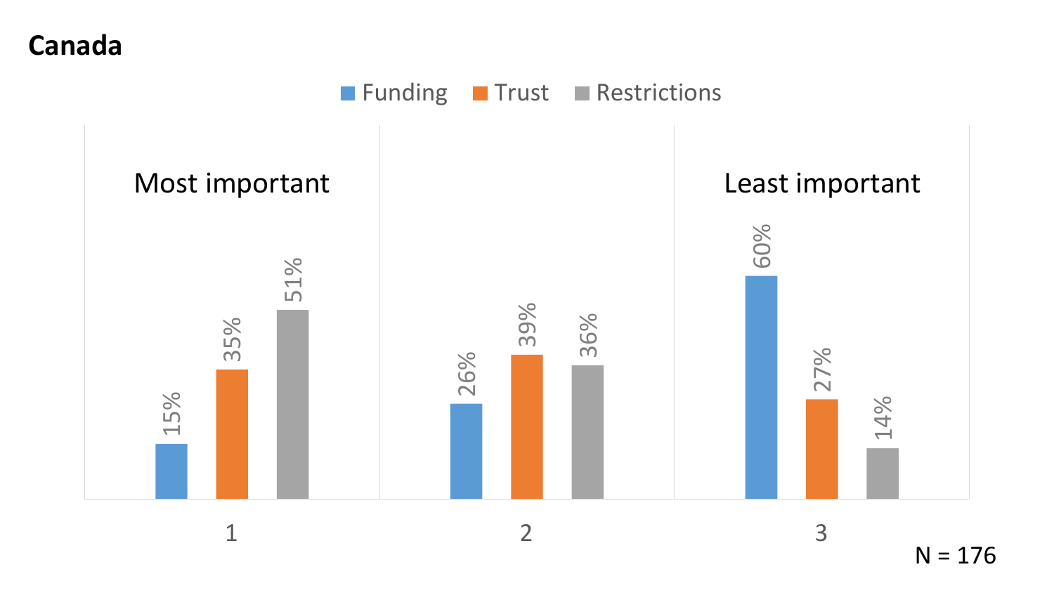## Canada

| Rank | Funding | Trust | Restrictions |
| --- | --- | --- | --- |
| 1 (Most important) | 15% | 35% | 51% |
| 2 | 26% | 39% | 36% |
| 3 (Least important) | 60% | 27% | 14% |

N = 176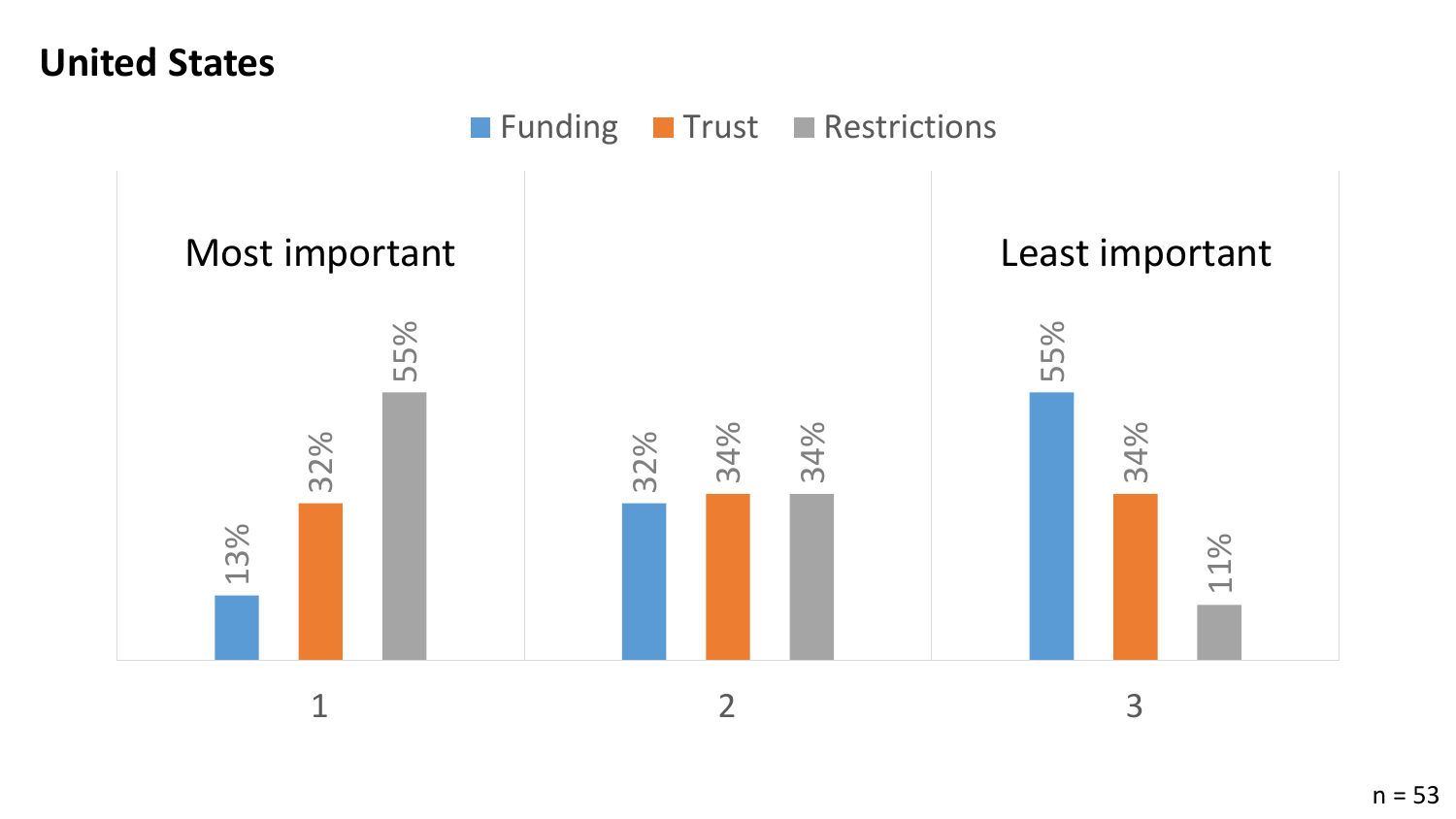## United States

| | 1 (Most important) | 2 | 3 (Least important) |
|---|---|---|---|
| Funding | 13% | 32% | 55% |
| Trust | 32% | 34% | 34% |
| Restrictions | 55% | 34% | 11% |

n = 53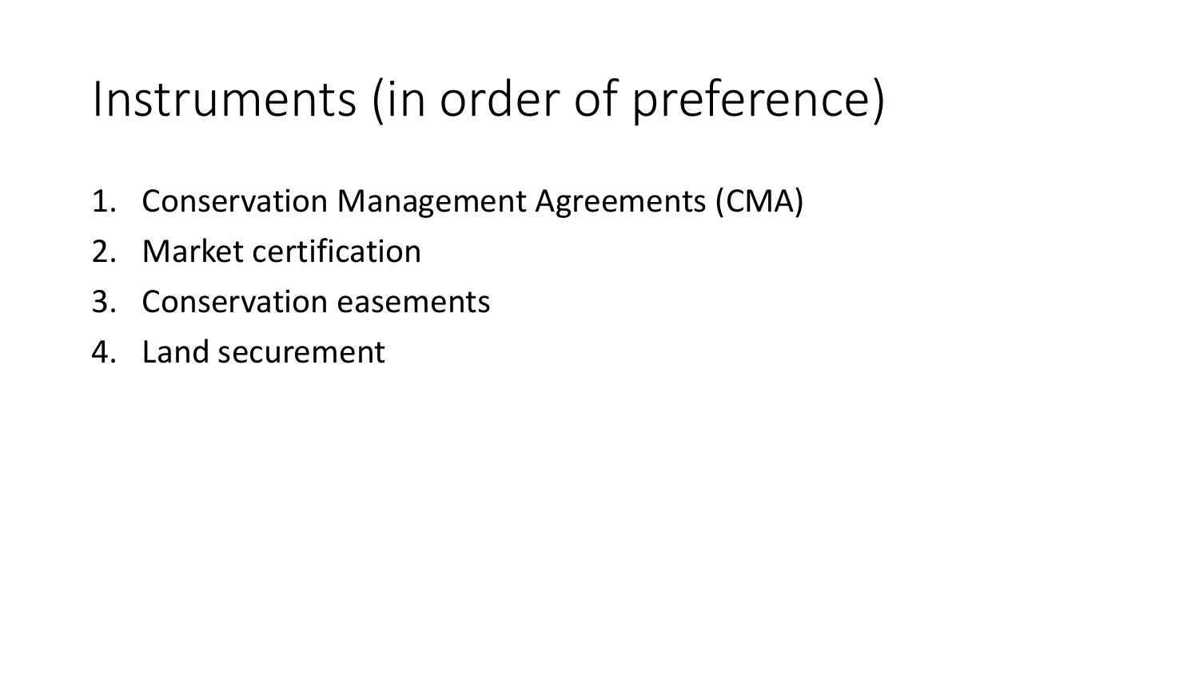# Instruments (in order of preference)

1. Conservation Management Agreements (CMA)
2. Market certification
3. Conservation easements
4. Land securement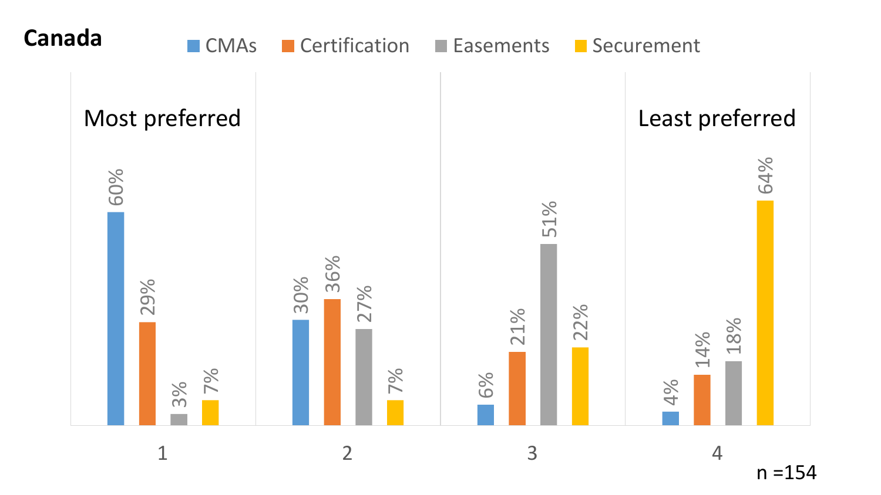**Canada**

| | 1 (Most preferred) | 2 | 3 | 4 (Least preferred) |
|---|---|---|---|---|
| CMAs | 60% | 30% | 6% | 4% |
| Certification | 29% | 36% | 21% | 14% |
| Easements | 3% | 27% | 51% | 18% |
| Securement | 7% | 7% | 22% | 64% |

n =154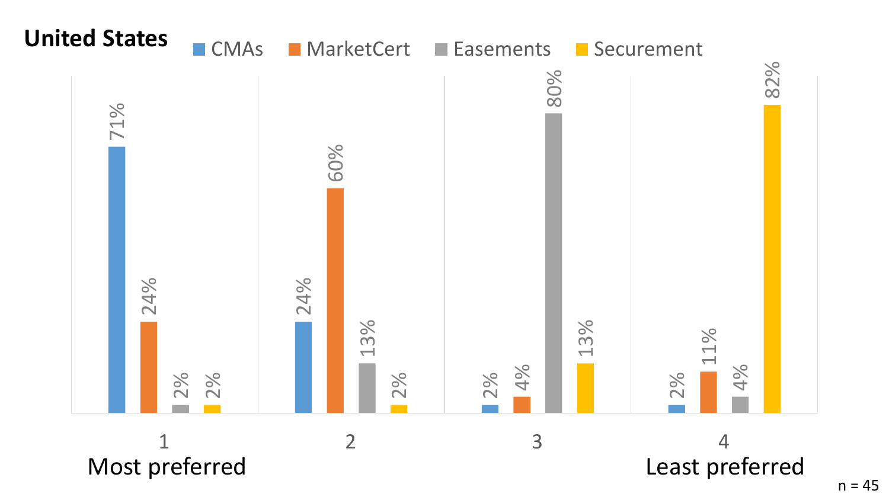## United States

| Rank | CMAs | MarketCert | Easements | Securement |
|---|---|---|---|---|
| 1 Most preferred | 71% | 24% | 2% | 2% |
| 2 | 24% | 60% | 13% | 2% |
| 3 | 2% | 4% | 80% | 13% |
| 4 Least preferred | 2% | 11% | 4% | 82% |

n = 45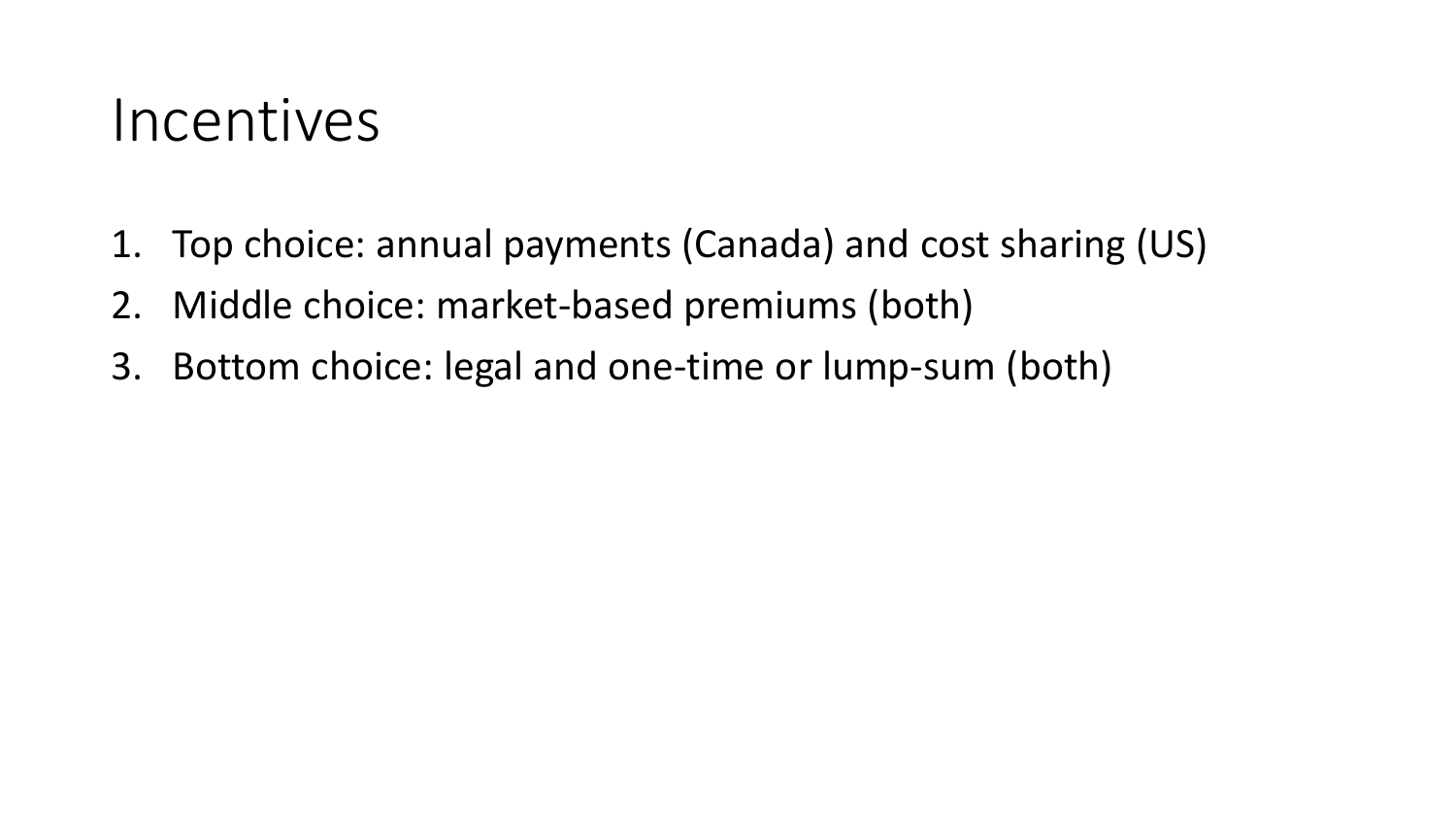# Incentives

1. Top choice: annual payments (Canada) and cost sharing (US)
2. Middle choice: market-based premiums (both)
3. Bottom choice: legal and one-time or lump-sum (both)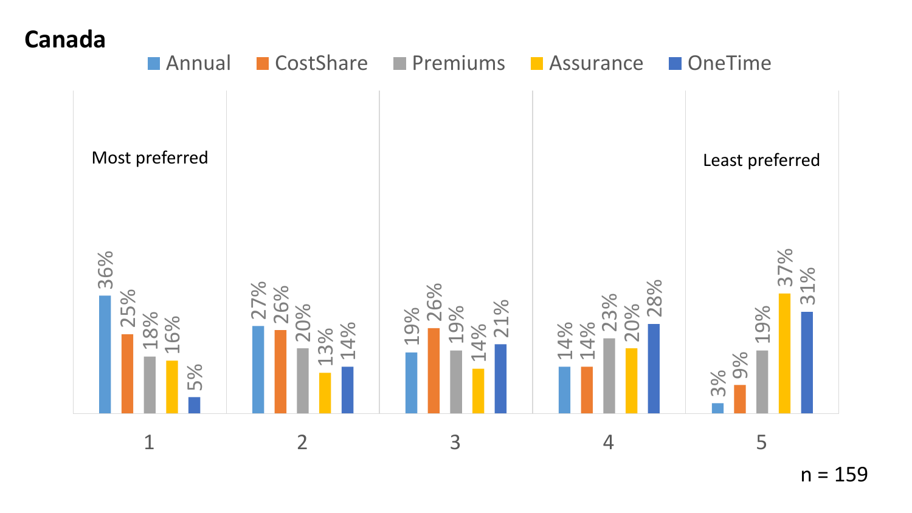## Canada

| Rank | Annual | CostShare | Premiums | Assurance | OneTime |
|---|---|---|---|---|---|
| 1 (Most preferred) | 36% | 25% | 18% | 16% | 5% |
| 2 | 27% | 26% | 20% | 13% | 14% |
| 3 | 19% | 26% | 19% | 14% | 21% |
| 4 | 14% | 14% | 23% | 20% | 28% |
| 5 (Least preferred) | 3% | 9% | 19% | 37% | 31% |

n = 159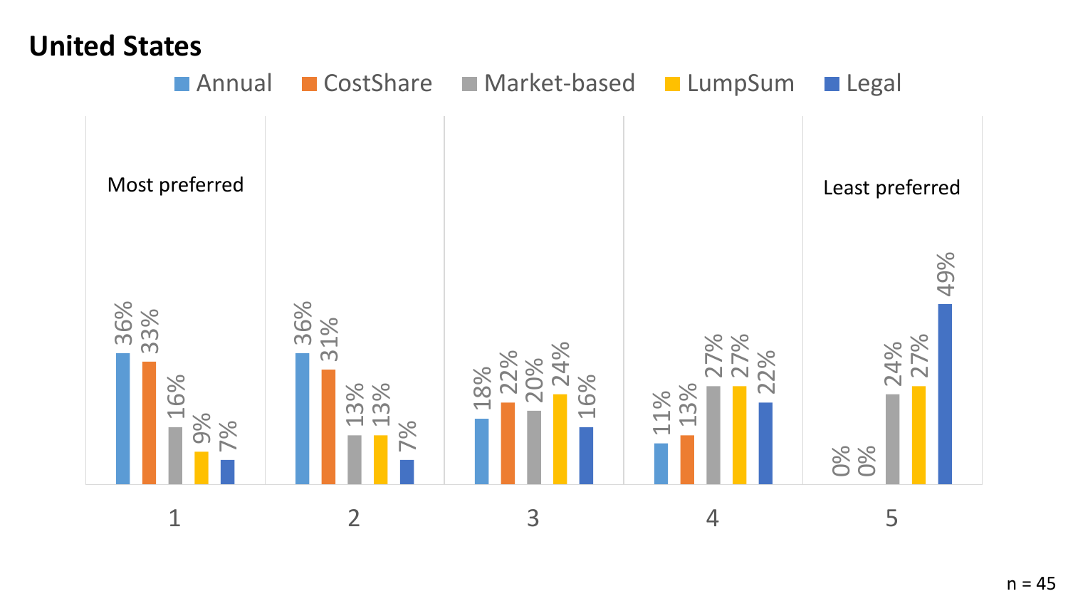## United States

| Rank | Annual | CostShare | Market-based | LumpSum | Legal |
|---|---|---|---|---|---|
| 1 (Most preferred) | 36% | 33% | 16% | 9% | 7% |
| 2 | 36% | 31% | 13% | 13% | 7% |
| 3 | 18% | 22% | 20% | 24% | 16% |
| 4 | 11% | 13% | 27% | 27% | 22% |
| 5 (Least preferred) | 0% | 0% | 24% | 27% | 49% |

n = 45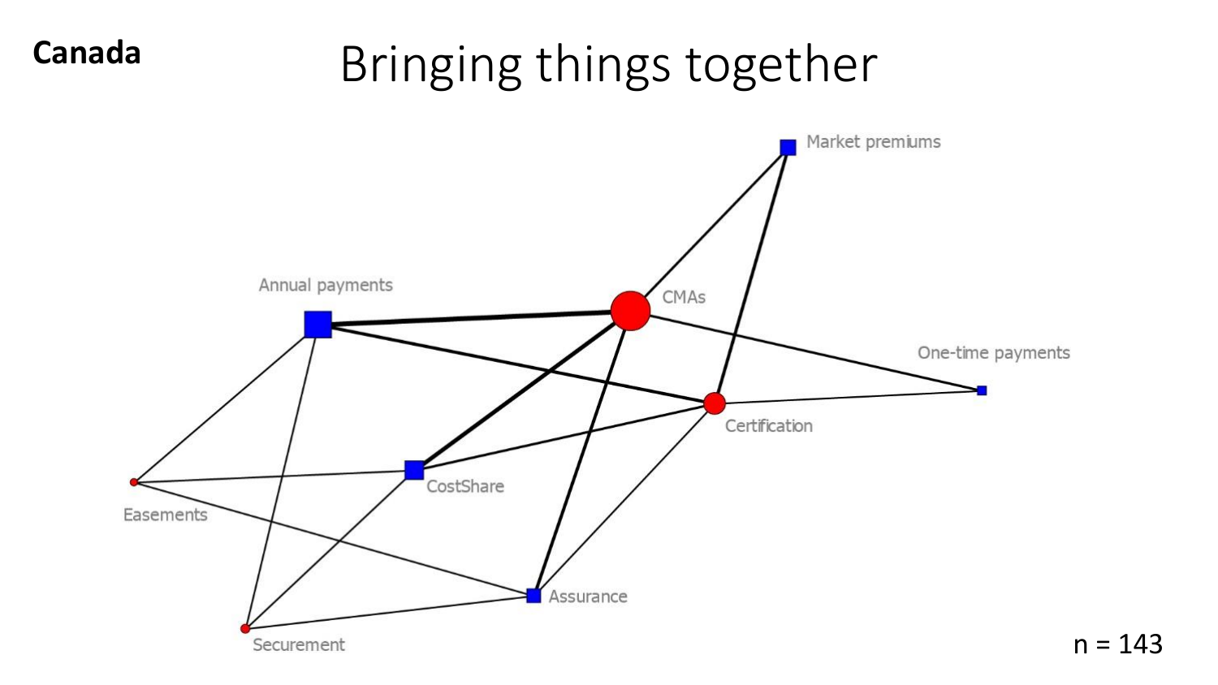**Canada**

# Bringing things together

Market premiums

Annual payments

CMAs

One-time payments

Certification

CostShare

Easements

Assurance

Securement

n = 143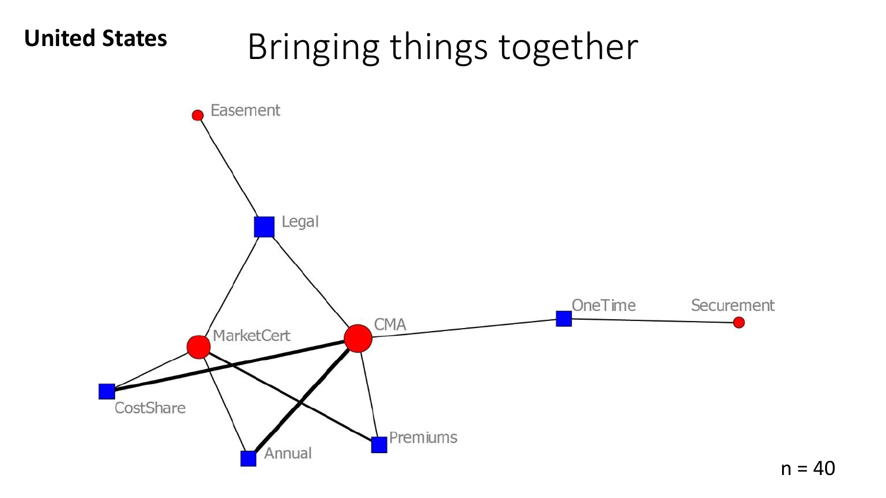**United States**

# Bringing things together

Easement

Legal

MarketCert

CMA

OneTime

Securement

CostShare

Annual

Premiums

n = 40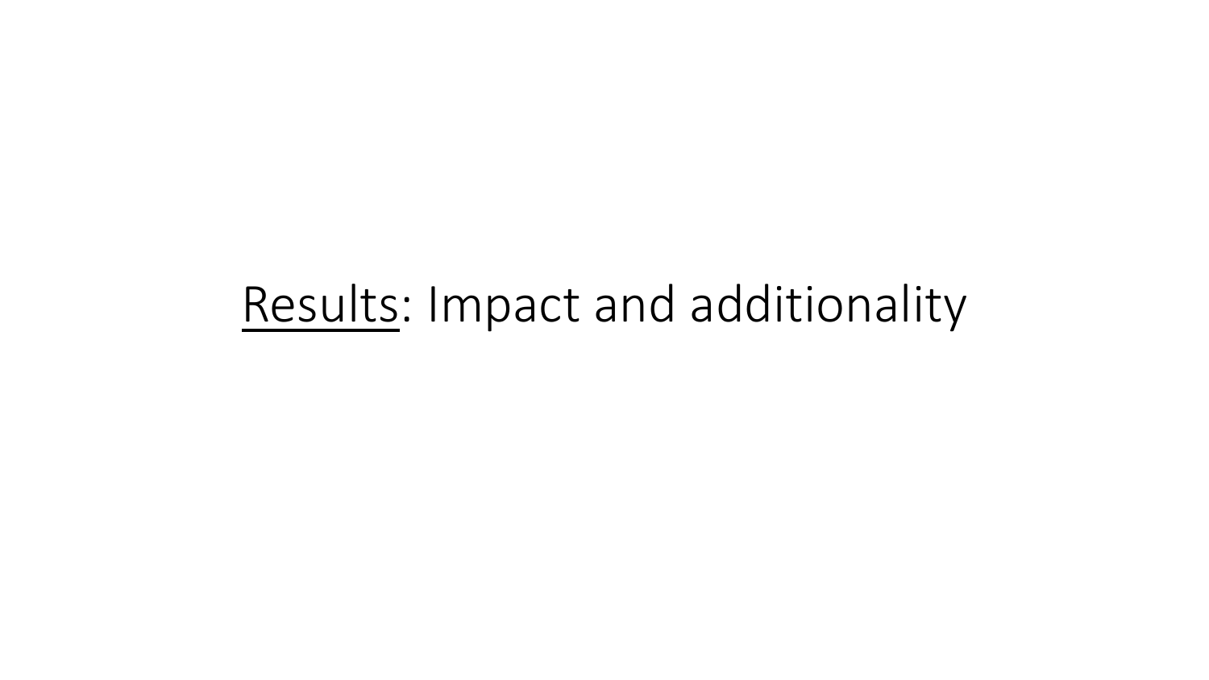# <u>Results</u>: Impact and additionality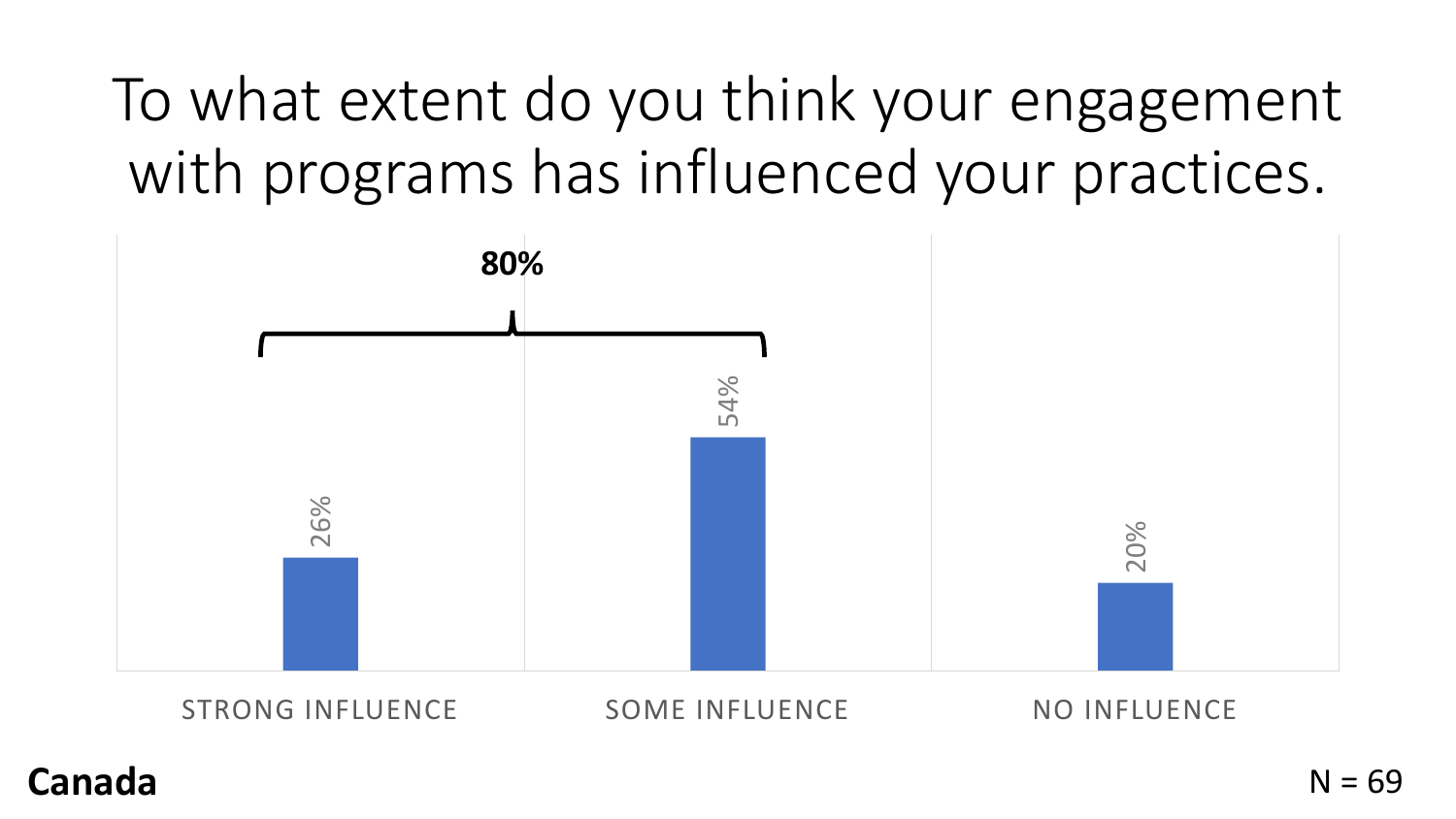# To what extent do you think your engagement with programs has influenced your practices.

| Response | Percentage |
| --- | --- |
| STRONG INFLUENCE | 26% |
| SOME INFLUENCE | 54% |
| NO INFLUENCE | 20% |

**80%** (Strong influence + Some influence)

**Canada**

N = 69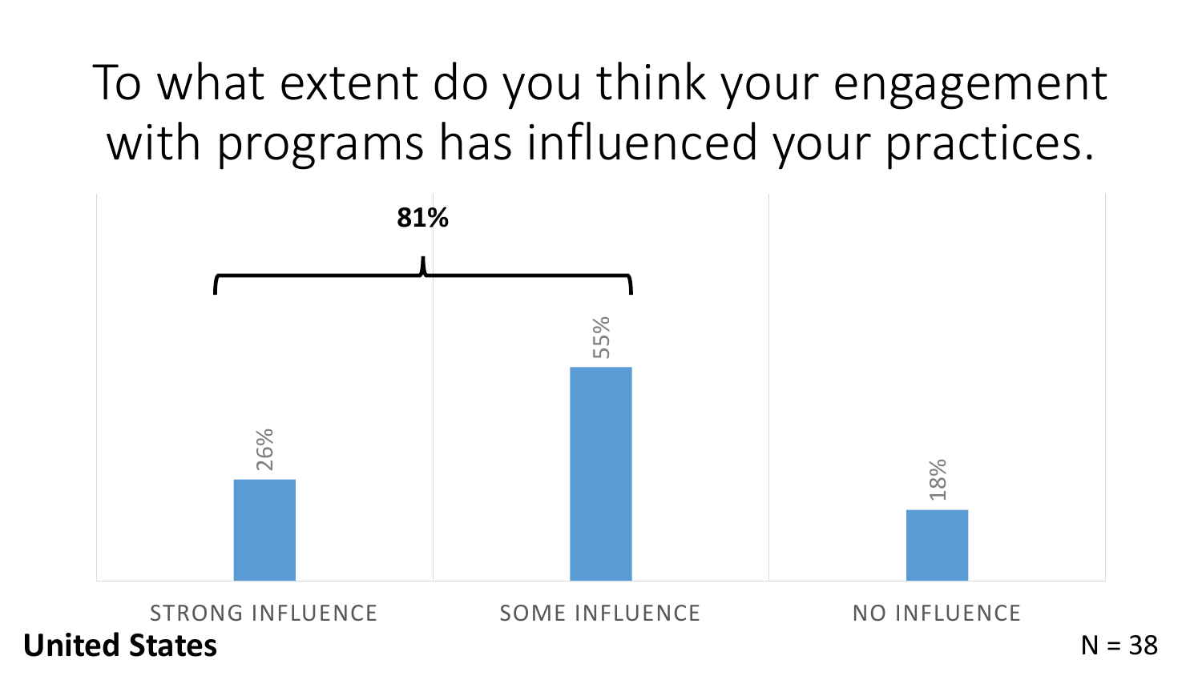# To what extent do you think your engagement with programs has influenced your practices.

| Response | Percentage |
|---|---|
| STRONG INFLUENCE | 26% |
| SOME INFLUENCE | 55% |
| NO INFLUENCE | 18% |

81% (Strong influence + Some influence)

**United States**

N = 38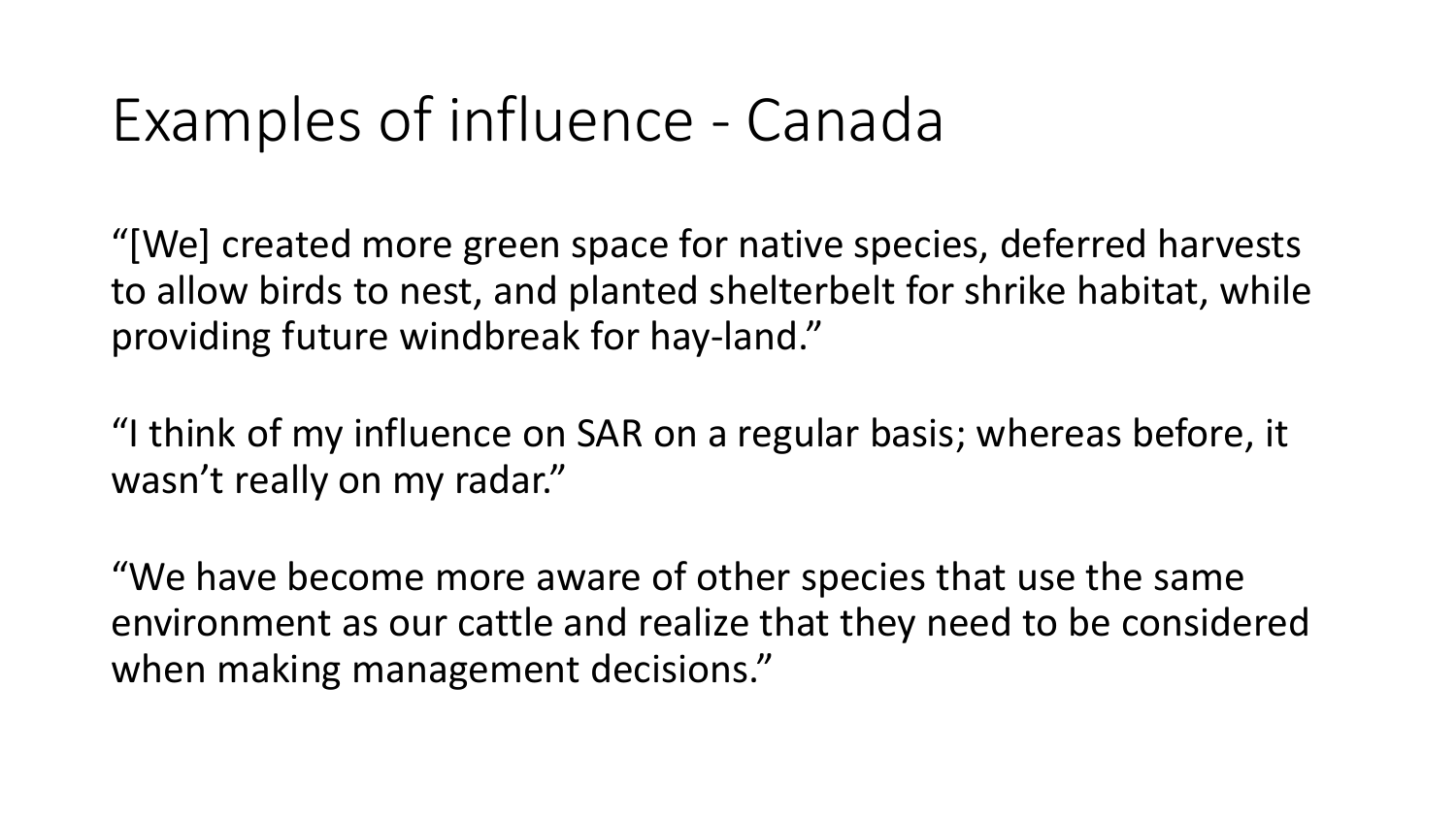# Examples of influence - Canada

"[We] created more green space for native species, deferred harvests to allow birds to nest, and planted shelterbelt for shrike habitat, while providing future windbreak for hay-land."

"I think of my influence on SAR on a regular basis; whereas before, it wasn't really on my radar."

"We have become more aware of other species that use the same environment as our cattle and realize that they need to be considered when making management decisions."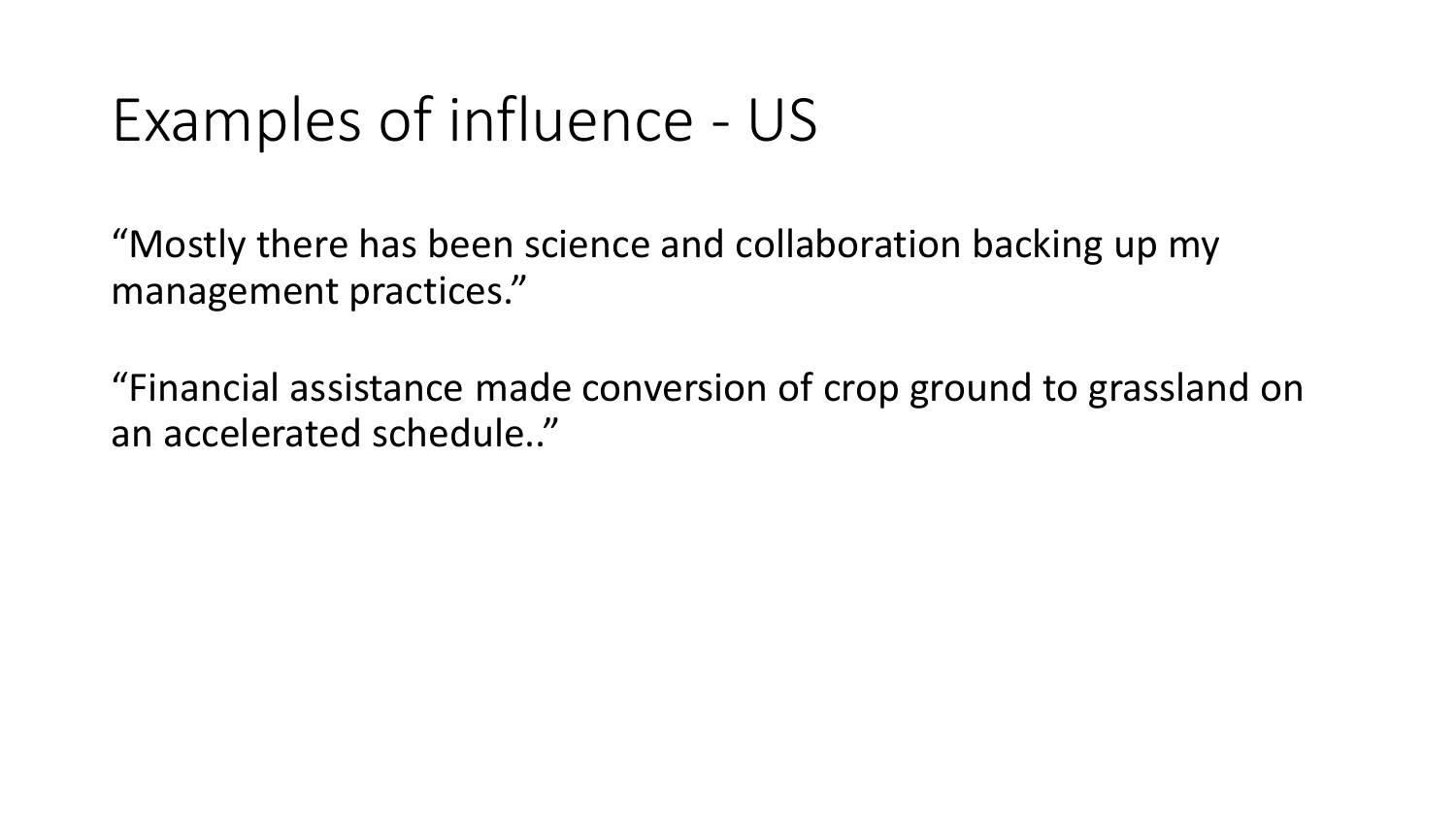# Examples of influence - US

“Mostly there has been science and collaboration backing up my management practices.”

“Financial assistance made conversion of crop ground to grassland on an accelerated schedule..”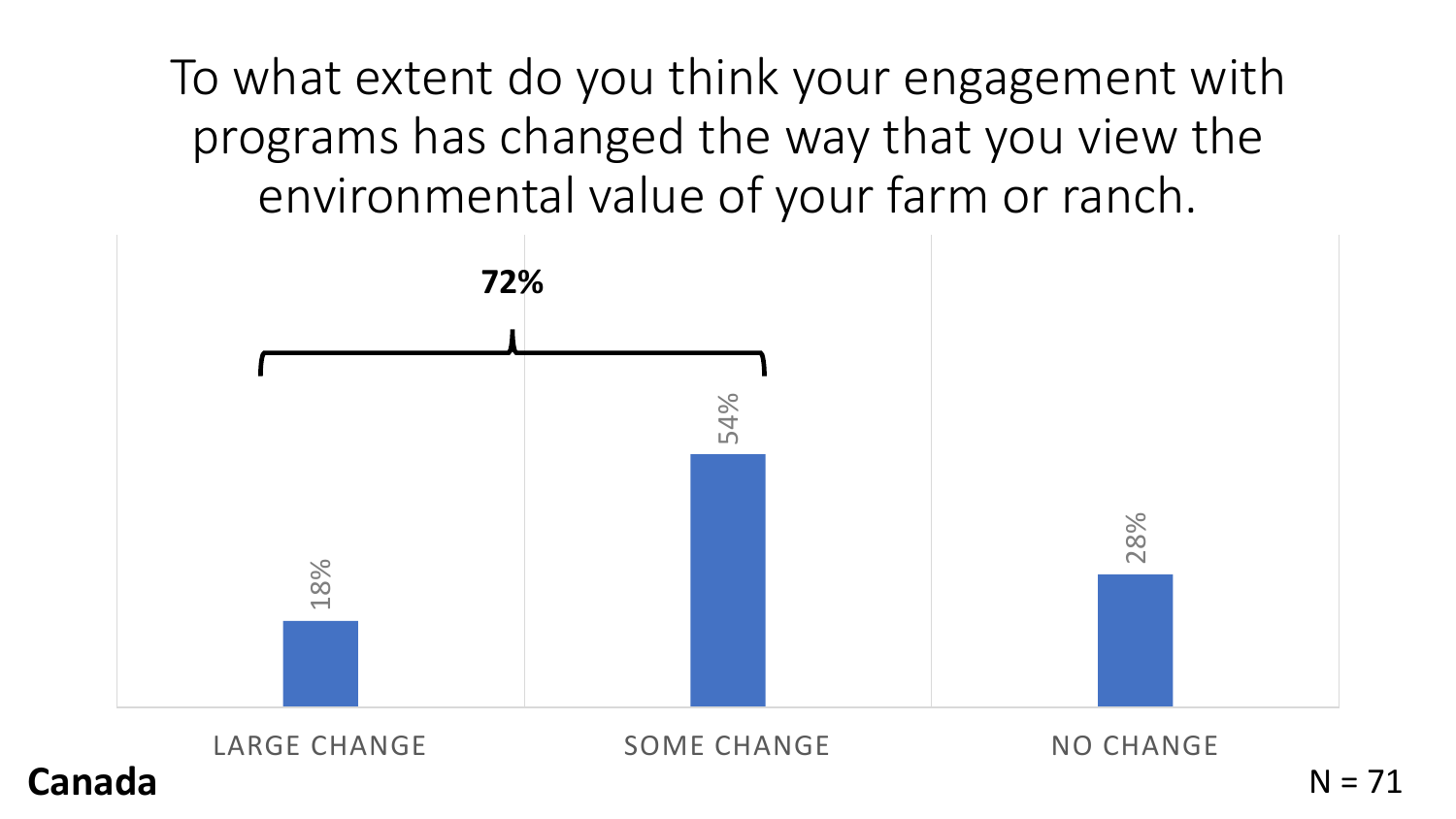# To what extent do you think your engagement with programs has changed the way that you view the environmental value of your farm or ranch.

| Response | Percentage |
|---|---|
| LARGE CHANGE | 18% |
| SOME CHANGE | 54% |
| NO CHANGE | 28% |

**72%** (Large change + Some change)

**Canada**

N = 71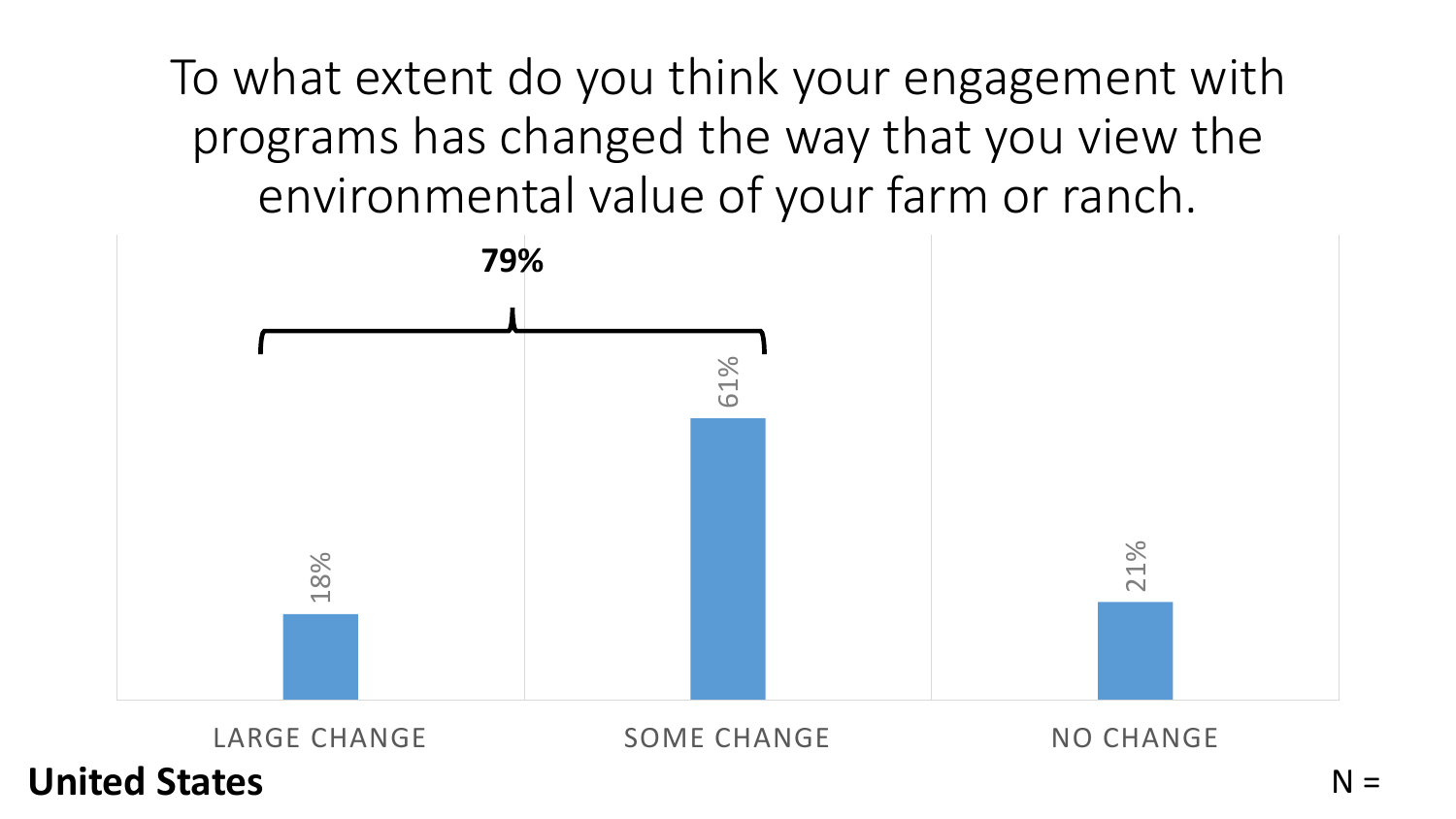# To what extent do you think your engagement with programs has changed the way that you view the environmental value of your farm or ranch.

| Response | Percent |
| --- | --- |
| LARGE CHANGE | 18% |
| SOME CHANGE | 61% |
| NO CHANGE | 21% |

79% (Large change + Some change)

**United States**

N =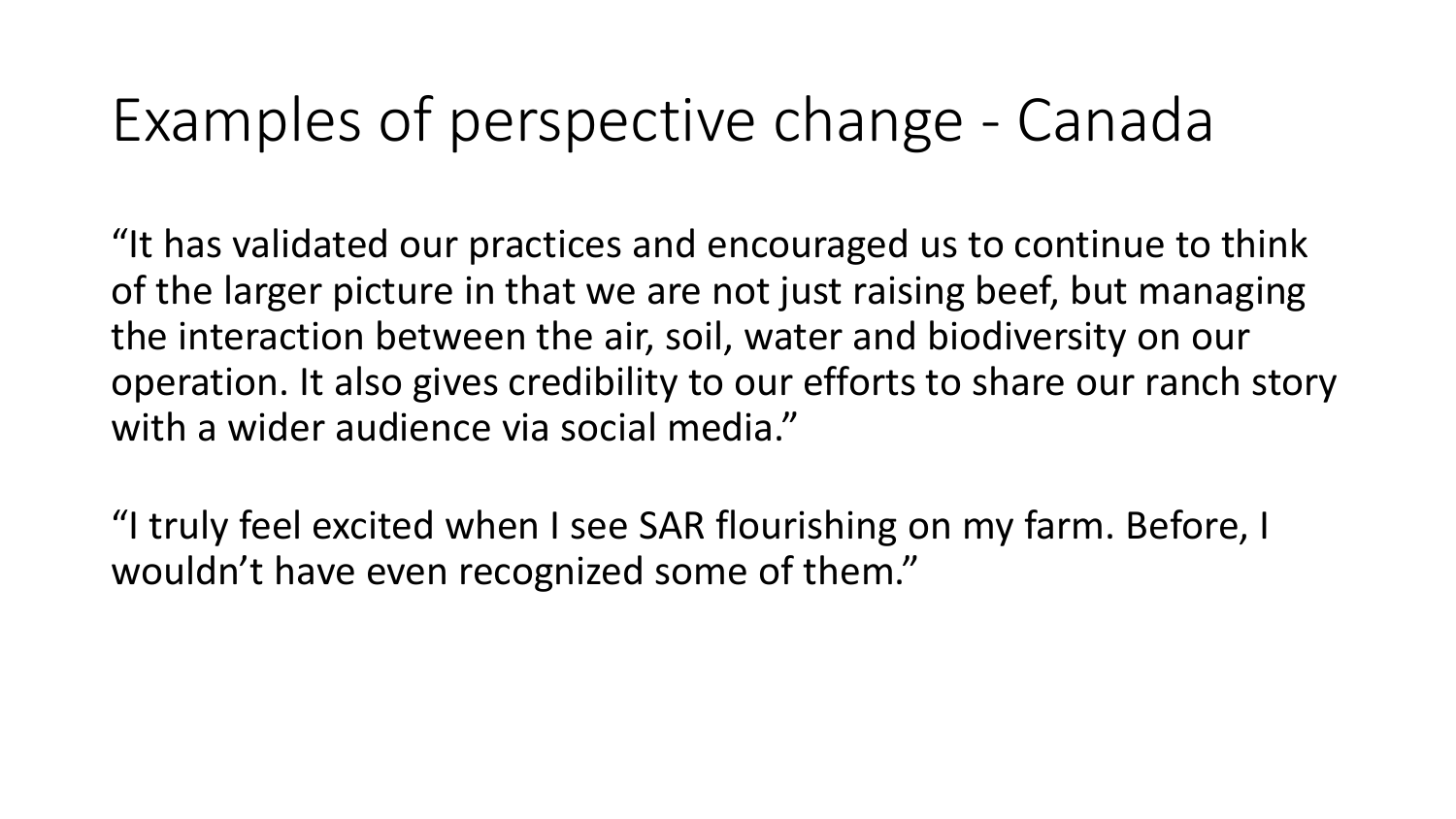# Examples of perspective change - Canada

"It has validated our practices and encouraged us to continue to think of the larger picture in that we are not just raising beef, but managing the interaction between the air, soil, water and biodiversity on our operation. It also gives credibility to our efforts to share our ranch story with a wider audience via social media."

"I truly feel excited when I see SAR flourishing on my farm. Before, I wouldn't have even recognized some of them."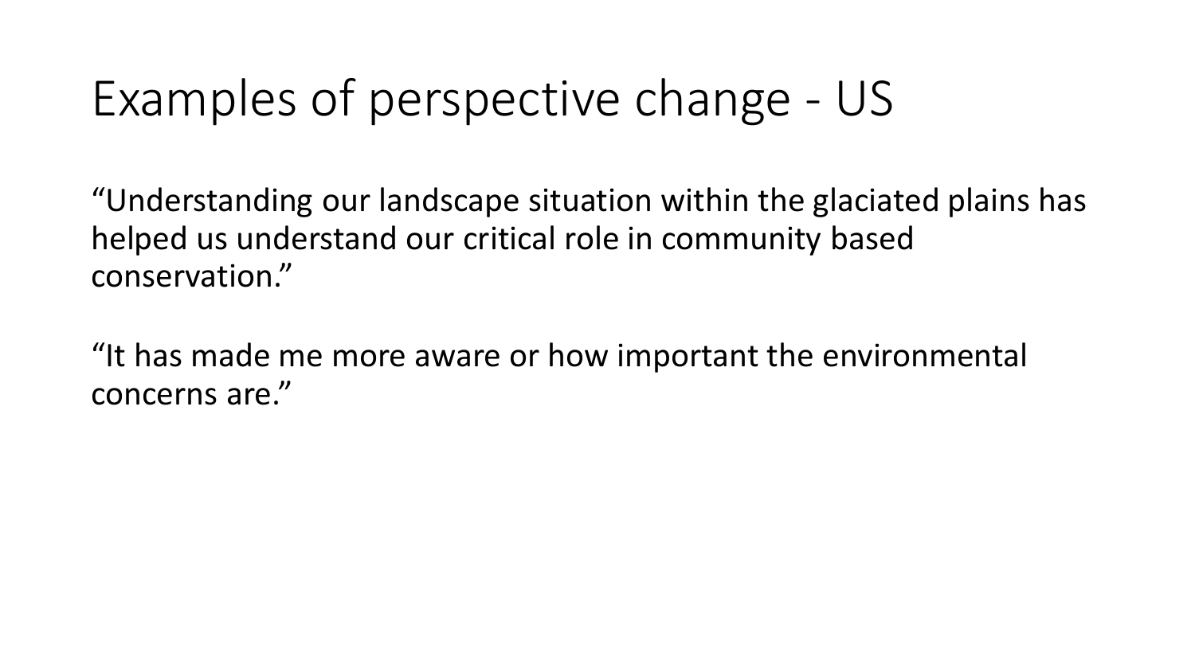# Examples of perspective change - US

"Understanding our landscape situation within the glaciated plains has helped us understand our critical role in community based conservation."

"It has made me more aware or how important the environmental concerns are."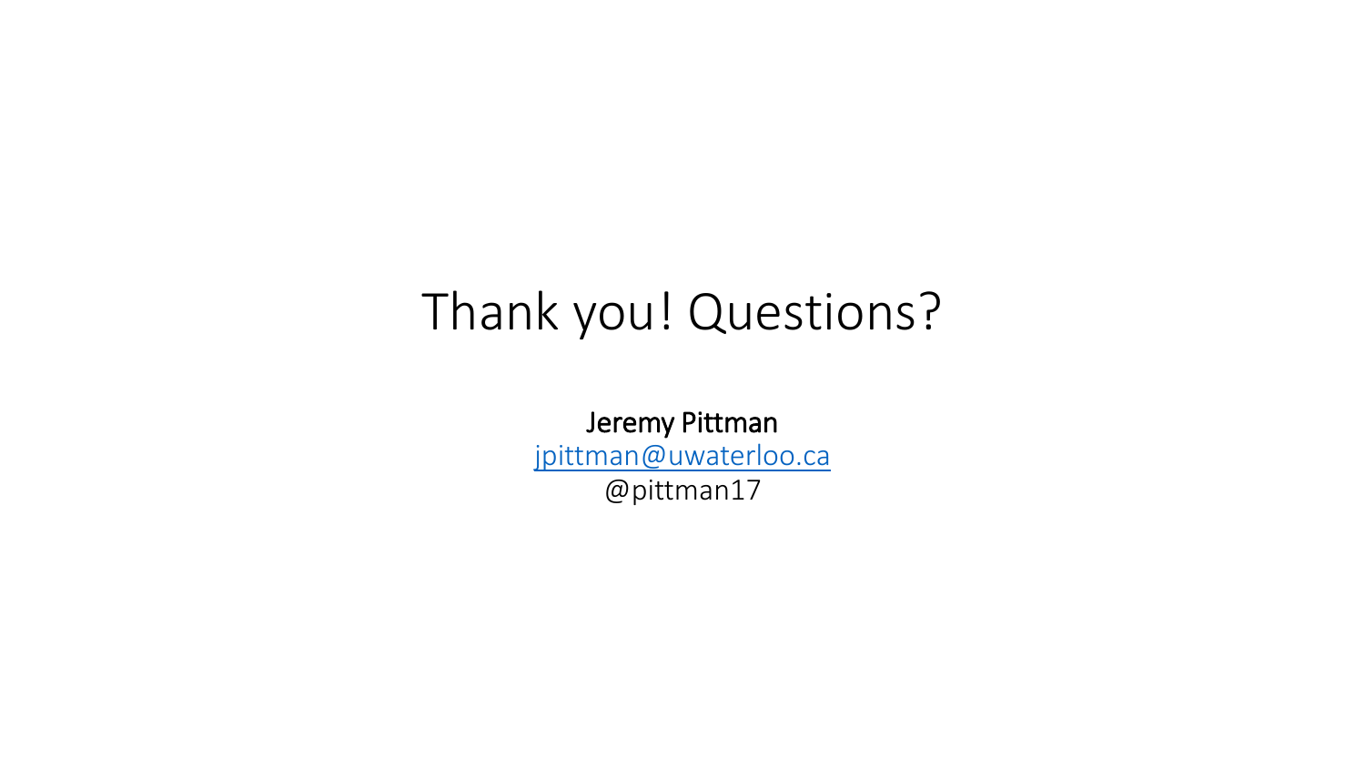# Thank you! Questions?

**Jeremy Pittman**
jpittman@uwaterloo.ca
@pittman17